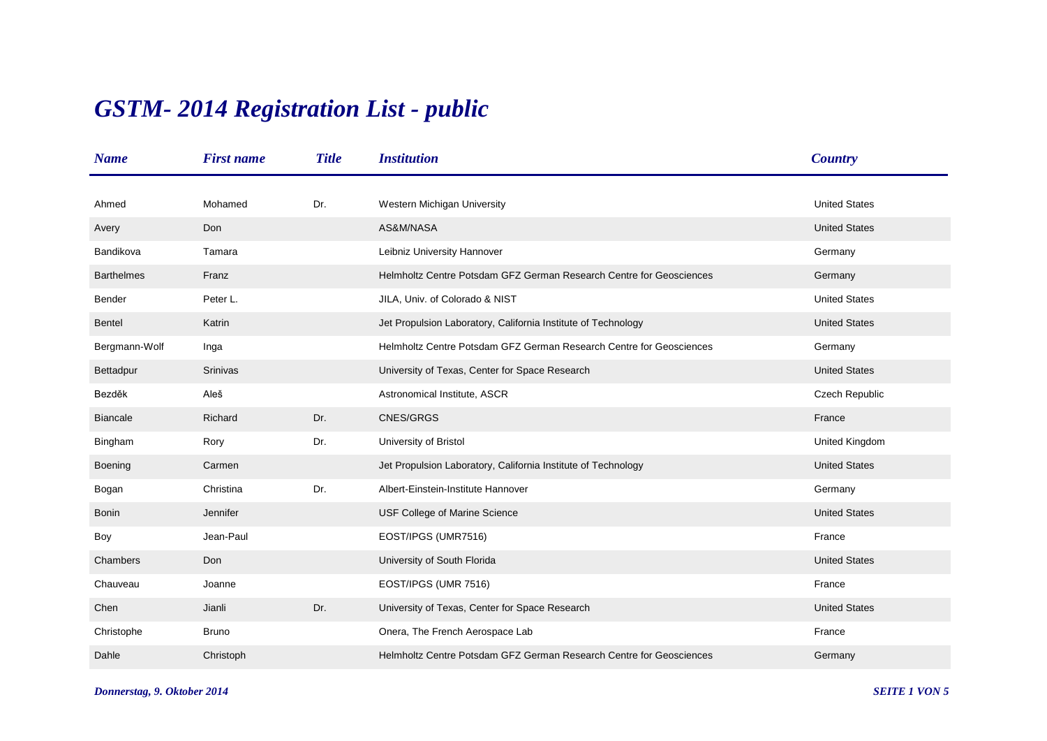# GSTM- 2014 Registration List - public

| Name | First name | Title | Institution | Country |
|---|---|---|---|---|
| Ahmed | Mohamed | Dr. | Western Michigan University | United States |
| Avery | Don | | AS&M/NASA | United States |
| Bandikova | Tamara | | Leibniz University Hannover | Germany |
| Barthelmes | Franz | | Helmholtz Centre Potsdam GFZ German Research Centre for Geosciences | Germany |
| Bender | Peter L. | | JILA, Univ. of Colorado & NIST | United States |
| Bentel | Katrin | | Jet Propulsion Laboratory, California Institute of Technology | United States |
| Bergmann-Wolf | Inga | | Helmholtz Centre Potsdam GFZ German Research Centre for Geosciences | Germany |
| Bettadpur | Srinivas | | University of Texas, Center for Space Research | United States |
| Bezděk | Aleš | | Astronomical Institute, ASCR | Czech Republic |
| Biancale | Richard | Dr. | CNES/GRGS | France |
| Bingham | Rory | Dr. | University of Bristol | United Kingdom |
| Boening | Carmen | | Jet Propulsion Laboratory, California Institute of Technology | United States |
| Bogan | Christina | Dr. | Albert-Einstein-Institute Hannover | Germany |
| Bonin | Jennifer | | USF College of Marine Science | United States |
| Boy | Jean-Paul | | EOST/IPGS (UMR7516) | France |
| Chambers | Don | | University of South Florida | United States |
| Chauveau | Joanne | | EOST/IPGS (UMR 7516) | France |
| Chen | Jianli | Dr. | University of Texas, Center for Space Research | United States |
| Christophe | Bruno | | Onera, The French Aerospace Lab | France |
| Dahle | Christoph | | Helmholtz Centre Potsdam GFZ German Research Centre for Geosciences | Germany |

*Donnerstag, 9. Oktober 2014*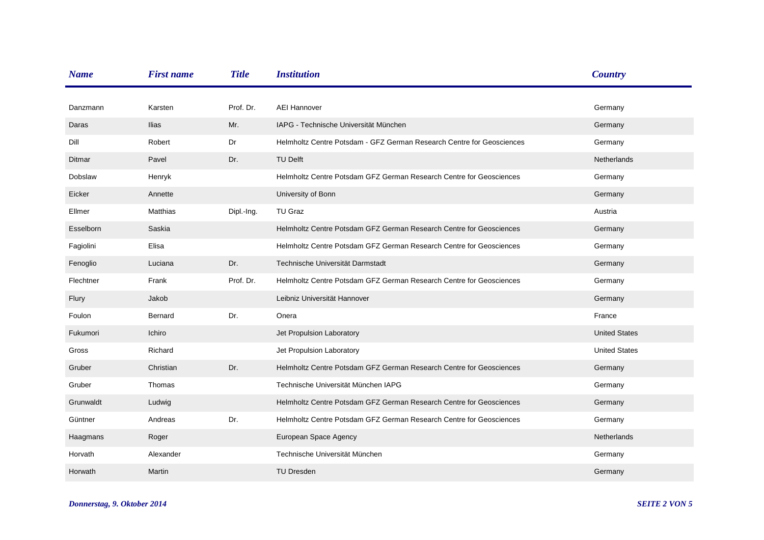| Name | First name | Title | Institution | Country |
|---|---|---|---|---|
| Danzmann | Karsten | Prof. Dr. | AEI Hannover | Germany |
| Daras | Ilias | Mr. | IAPG - Technische Universität München | Germany |
| Dill | Robert | Dr | Helmholtz Centre Potsdam - GFZ German Research Centre for Geosciences | Germany |
| Ditmar | Pavel | Dr. | TU Delft | Netherlands |
| Dobslaw | Henryk | | Helmholtz Centre Potsdam GFZ German Research Centre for Geosciences | Germany |
| Eicker | Annette | | University of Bonn | Germany |
| Ellmer | Matthias | Dipl.-Ing. | TU Graz | Austria |
| Esselborn | Saskia | | Helmholtz Centre Potsdam GFZ German Research Centre for Geosciences | Germany |
| Fagiolini | Elisa | | Helmholtz Centre Potsdam GFZ German Research Centre for Geosciences | Germany |
| Fenoglio | Luciana | Dr. | Technische Universität Darmstadt | Germany |
| Flechtner | Frank | Prof. Dr. | Helmholtz Centre Potsdam GFZ German Research Centre for Geosciences | Germany |
| Flury | Jakob | | Leibniz Universität Hannover | Germany |
| Foulon | Bernard | Dr. | Onera | France |
| Fukumori | Ichiro | | Jet Propulsion Laboratory | United States |
| Gross | Richard | | Jet Propulsion Laboratory | United States |
| Gruber | Christian | Dr. | Helmholtz Centre Potsdam GFZ German Research Centre for Geosciences | Germany |
| Gruber | Thomas | | Technische Universität München IAPG | Germany |
| Grunwaldt | Ludwig | | Helmholtz Centre Potsdam GFZ German Research Centre for Geosciences | Germany |
| Güntner | Andreas | Dr. | Helmholtz Centre Potsdam GFZ German Research Centre for Geosciences | Germany |
| Haagmans | Roger | | European Space Agency | Netherlands |
| Horvath | Alexander | | Technische Universität München | Germany |
| Horwath | Martin | | TU Dresden | Germany |

*Donnerstag, 9. Oktober 2014*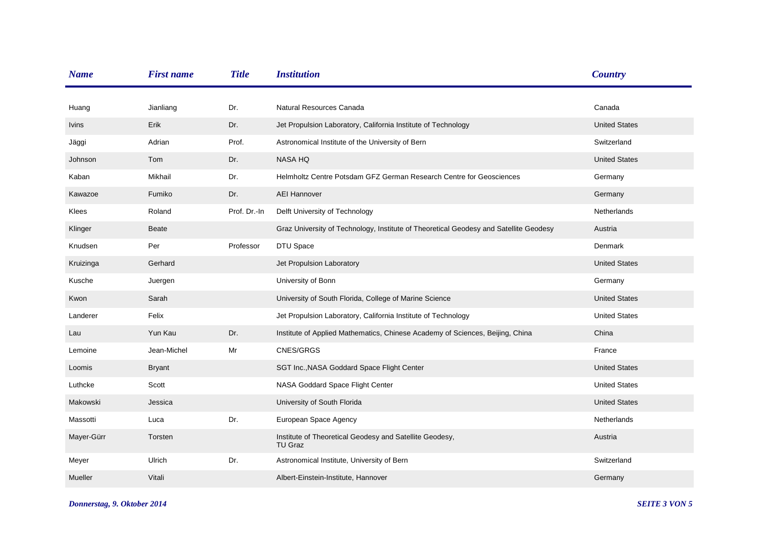| Name | First name | Title | Institution | Country |
| --- | --- | --- | --- | --- |
| Huang | Jianliang | Dr. | Natural Resources Canada | Canada |
| Ivins | Erik | Dr. | Jet Propulsion Laboratory, California Institute of Technology | United States |
| Jäggi | Adrian | Prof. | Astronomical Institute of the University of Bern | Switzerland |
| Johnson | Tom | Dr. | NASA HQ | United States |
| Kaban | Mikhail | Dr. | Helmholtz Centre Potsdam GFZ German Research Centre for Geosciences | Germany |
| Kawazoe | Fumiko | Dr. | AEI Hannover | Germany |
| Klees | Roland | Prof. Dr.-In | Delft University of Technology | Netherlands |
| Klinger | Beate | | Graz University of Technology, Institute of Theoretical Geodesy and Satellite Geodesy | Austria |
| Knudsen | Per | Professor | DTU Space | Denmark |
| Kruizinga | Gerhard | | Jet Propulsion Laboratory | United States |
| Kusche | Juergen | | University of Bonn | Germany |
| Kwon | Sarah | | University of South Florida, College of Marine Science | United States |
| Landerer | Felix | | Jet Propulsion Laboratory, California Institute of Technology | United States |
| Lau | Yun Kau | Dr. | Institute of Applied Mathematics, Chinese Academy of Sciences, Beijing, China | China |
| Lemoine | Jean-Michel | Mr | CNES/GRGS | France |
| Loomis | Bryant | | SGT Inc.,NASA Goddard Space Flight Center | United States |
| Luthcke | Scott | | NASA Goddard Space Flight Center | United States |
| Makowski | Jessica | | University of South Florida | United States |
| Massotti | Luca | Dr. | European Space Agency | Netherlands |
| Mayer-Gürr | Torsten | | Institute of Theoretical Geodesy and Satellite Geodesy, TU Graz | Austria |
| Meyer | Ulrich | Dr. | Astronomical Institute, University of Bern | Switzerland |
| Mueller | Vitali | | Albert-Einstein-Institute, Hannover | Germany |

*Donnerstag, 9. Oktober 2014*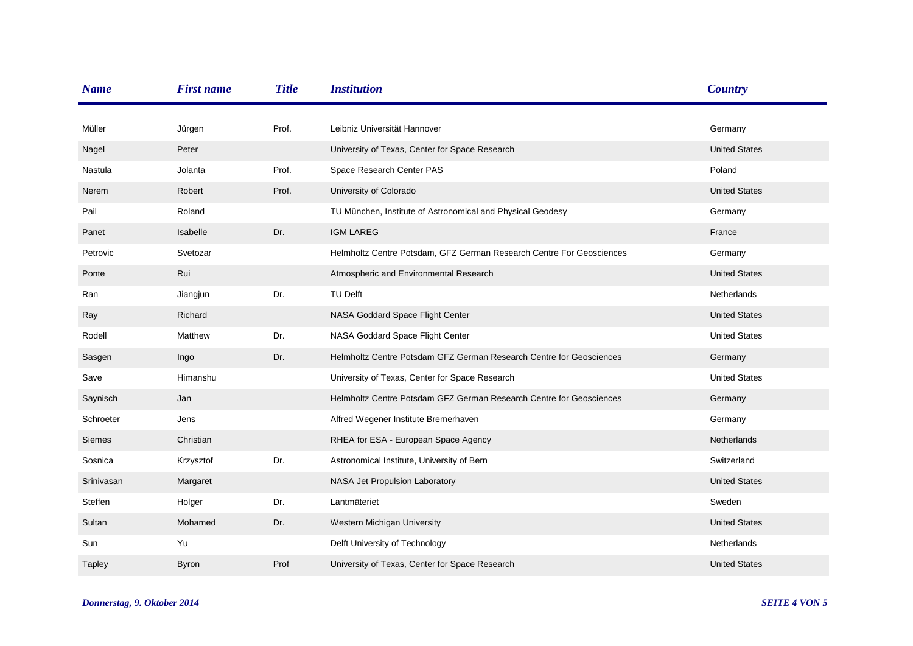| Name | First name | Title | Institution | Country |
| --- | --- | --- | --- | --- |
| Müller | Jürgen | Prof. | Leibniz Universität Hannover | Germany |
| Nagel | Peter | | University of Texas, Center for Space Research | United States |
| Nastula | Jolanta | Prof. | Space Research Center PAS | Poland |
| Nerem | Robert | Prof. | University of Colorado | United States |
| Pail | Roland | | TU München, Institute of Astronomical and Physical Geodesy | Germany |
| Panet | Isabelle | Dr. | IGM LAREG | France |
| Petrovic | Svetozar | | Helmholtz Centre Potsdam, GFZ German Research Centre For Geosciences | Germany |
| Ponte | Rui | | Atmospheric and Environmental Research | United States |
| Ran | Jiangjun | Dr. | TU Delft | Netherlands |
| Ray | Richard | | NASA Goddard Space Flight Center | United States |
| Rodell | Matthew | Dr. | NASA Goddard Space Flight Center | United States |
| Sasgen | Ingo | Dr. | Helmholtz Centre Potsdam GFZ German Research Centre for Geosciences | Germany |
| Save | Himanshu | | University of Texas, Center for Space Research | United States |
| Saynisch | Jan | | Helmholtz Centre Potsdam GFZ German Research Centre for Geosciences | Germany |
| Schroeter | Jens | | Alfred Wegener Institute Bremerhaven | Germany |
| Siemes | Christian | | RHEA for ESA - European Space Agency | Netherlands |
| Sosnica | Krzysztof | Dr. | Astronomical Institute, University of Bern | Switzerland |
| Srinivasan | Margaret | | NASA Jet Propulsion Laboratory | United States |
| Steffen | Holger | Dr. | Lantmäteriet | Sweden |
| Sultan | Mohamed | Dr. | Western Michigan University | United States |
| Sun | Yu | | Delft University of Technology | Netherlands |
| Tapley | Byron | Prof | University of Texas, Center for Space Research | United States |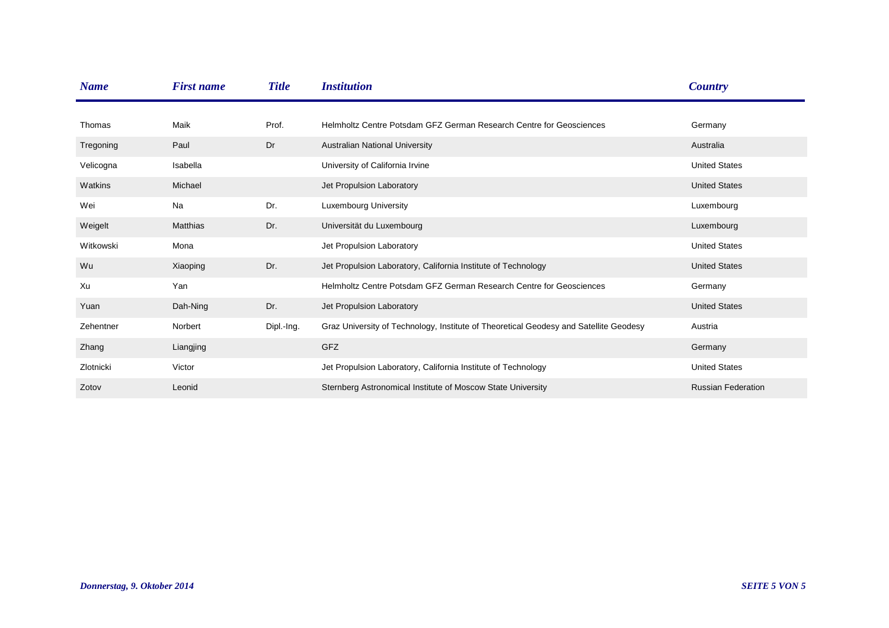| Name | First name | Title | Institution | Country |
|---|---|---|---|---|
| Thomas | Maik | Prof. | Helmholtz Centre Potsdam GFZ German Research Centre for Geosciences | Germany |
| Tregoning | Paul | Dr | Australian National University | Australia |
| Velicogna | Isabella | | University of California Irvine | United States |
| Watkins | Michael | | Jet Propulsion Laboratory | United States |
| Wei | Na | Dr. | Luxembourg University | Luxembourg |
| Weigelt | Matthias | Dr. | Universität du Luxembourg | Luxembourg |
| Witkowski | Mona | | Jet Propulsion Laboratory | United States |
| Wu | Xiaoping | Dr. | Jet Propulsion Laboratory, California Institute of Technology | United States |
| Xu | Yan | | Helmholtz Centre Potsdam GFZ German Research Centre for Geosciences | Germany |
| Yuan | Dah-Ning | Dr. | Jet Propulsion Laboratory | United States |
| Zehentner | Norbert | Dipl.-Ing. | Graz University of Technology, Institute of Theoretical Geodesy and Satellite Geodesy | Austria |
| Zhang | Liangjing | | GFZ | Germany |
| Zlotnicki | Victor | | Jet Propulsion Laboratory, California Institute of Technology | United States |
| Zotov | Leonid | | Sternberg Astronomical Institute of Moscow State University | Russian Federation |

*Donnerstag, 9. Oktober 2014*